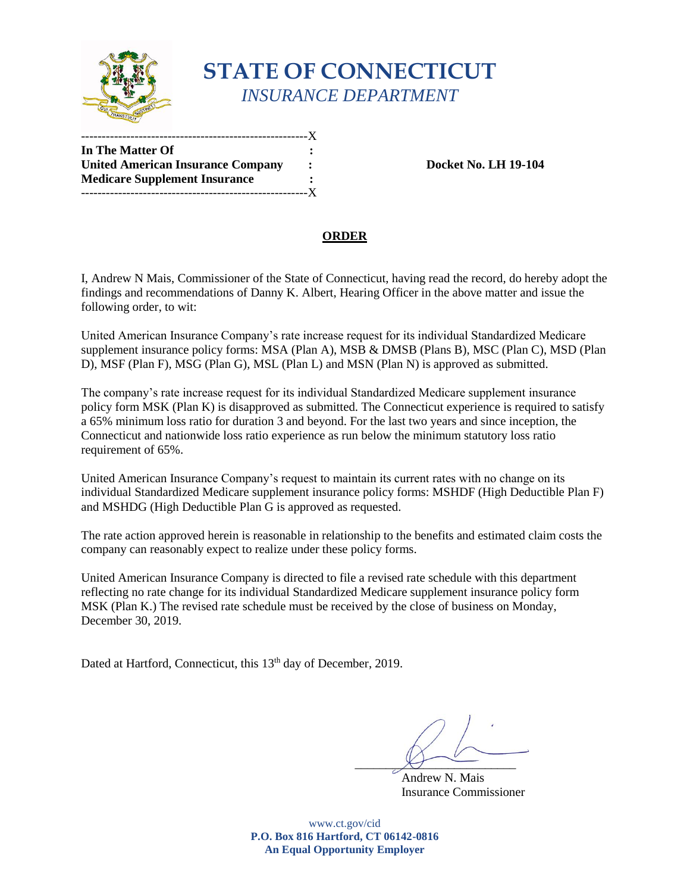# STATE OF CONNECTICUT

*INSURANCE DEPARTMENT*

---X

| | | |
|---|---|---|
| **In The Matter Of** | **:** | |
| **United American Insurance Company** | **:** | **Docket No. LH 19-104** |
| **Medicare Supplement Insurance** | **:** | |

---X

## ORDER

I, Andrew N Mais, Commissioner of the State of Connecticut, having read the record, do hereby adopt the findings and recommendations of Danny K. Albert, Hearing Officer in the above matter and issue the following order, to wit:

United American Insurance Company's rate increase request for its individual Standardized Medicare supplement insurance policy forms: MSA (Plan A), MSB & DMSB (Plans B), MSC (Plan C), MSD (Plan D), MSF (Plan F), MSG (Plan G), MSL (Plan L) and MSN (Plan N) is approved as submitted.

The company's rate increase request for its individual Standardized Medicare supplement insurance policy form MSK (Plan K) is disapproved as submitted. The Connecticut experience is required to satisfy a 65% minimum loss ratio for duration 3 and beyond. For the last two years and since inception, the Connecticut and nationwide loss ratio experience as run below the minimum statutory loss ratio requirement of 65%.

United American Insurance Company's request to maintain its current rates with no change on its individual Standardized Medicare supplement insurance policy forms: MSHDF (High Deductible Plan F) and MSHDG (High Deductible Plan G is approved as requested.

The rate action approved herein is reasonable in relationship to the benefits and estimated claim costs the company can reasonably expect to realize under these policy forms.

United American Insurance Company is directed to file a revised rate schedule with this department reflecting no rate change for its individual Standardized Medicare supplement insurance policy form MSK (Plan K.) The revised rate schedule must be received by the close of business on Monday, December 30, 2019.

Dated at Hartford, Connecticut, this 13th day of December, 2019.

Andrew N. Mais
Insurance Commissioner

www.ct.gov/cid
**P.O. Box 816 Hartford, CT 06142-0816**
**An Equal Opportunity Employer**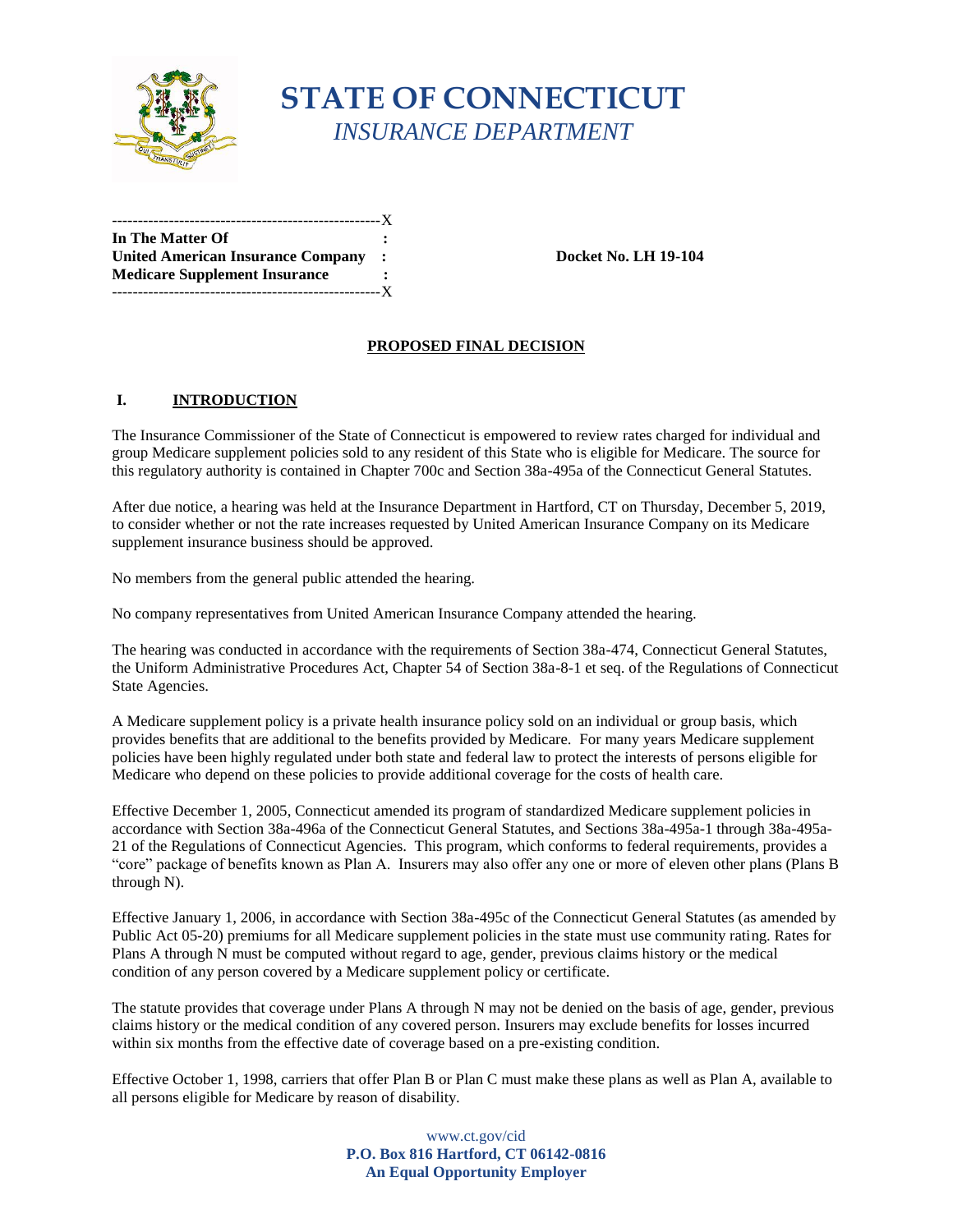# STATE OF CONNECTICUT
## *INSURANCE DEPARTMENT*

| | | |
|---|---|---|
| **In The Matter Of** | **:** | |
| **United American Insurance Company** | **:** | **Docket No. LH 19-104** |
| **Medicare Supplement Insurance** | **:** | |

### PROPOSED FINAL DECISION

## I. INTRODUCTION

The Insurance Commissioner of the State of Connecticut is empowered to review rates charged for individual and group Medicare supplement policies sold to any resident of this State who is eligible for Medicare. The source for this regulatory authority is contained in Chapter 700c and Section 38a-495a of the Connecticut General Statutes.

After due notice, a hearing was held at the Insurance Department in Hartford, CT on Thursday, December 5, 2019, to consider whether or not the rate increases requested by United American Insurance Company on its Medicare supplement insurance business should be approved.

No members from the general public attended the hearing.

No company representatives from United American Insurance Company attended the hearing.

The hearing was conducted in accordance with the requirements of Section 38a-474, Connecticut General Statutes, the Uniform Administrative Procedures Act, Chapter 54 of Section 38a-8-1 et seq. of the Regulations of Connecticut State Agencies.

A Medicare supplement policy is a private health insurance policy sold on an individual or group basis, which provides benefits that are additional to the benefits provided by Medicare. For many years Medicare supplement policies have been highly regulated under both state and federal law to protect the interests of persons eligible for Medicare who depend on these policies to provide additional coverage for the costs of health care.

Effective December 1, 2005, Connecticut amended its program of standardized Medicare supplement policies in accordance with Section 38a-496a of the Connecticut General Statutes, and Sections 38a-495a-1 through 38a-495a-21 of the Regulations of Connecticut Agencies. This program, which conforms to federal requirements, provides a "core" package of benefits known as Plan A. Insurers may also offer any one or more of eleven other plans (Plans B through N).

Effective January 1, 2006, in accordance with Section 38a-495c of the Connecticut General Statutes (as amended by Public Act 05-20) premiums for all Medicare supplement policies in the state must use community rating. Rates for Plans A through N must be computed without regard to age, gender, previous claims history or the medical condition of any person covered by a Medicare supplement policy or certificate.

The statute provides that coverage under Plans A through N may not be denied on the basis of age, gender, previous claims history or the medical condition of any covered person. Insurers may exclude benefits for losses incurred within six months from the effective date of coverage based on a pre-existing condition.

Effective October 1, 1998, carriers that offer Plan B or Plan C must make these plans as well as Plan A, available to all persons eligible for Medicare by reason of disability.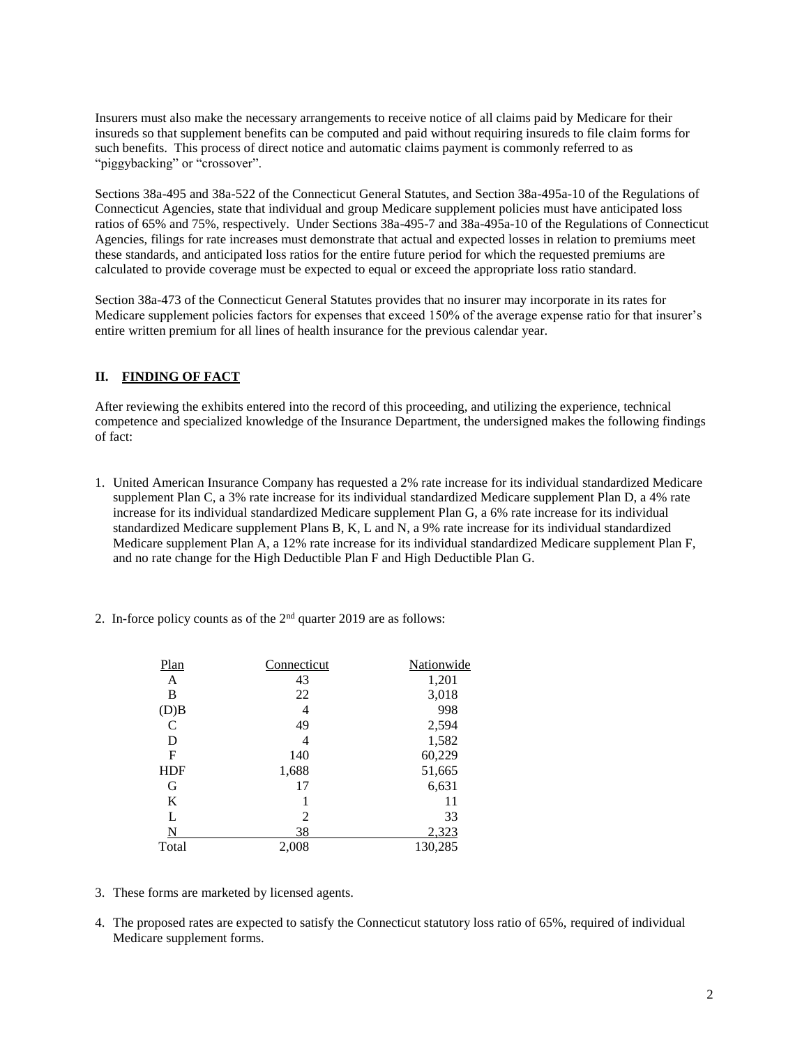Insurers must also make the necessary arrangements to receive notice of all claims paid by Medicare for their insureds so that supplement benefits can be computed and paid without requiring insureds to file claim forms for such benefits. This process of direct notice and automatic claims payment is commonly referred to as "piggybacking" or "crossover".

Sections 38a-495 and 38a-522 of the Connecticut General Statutes, and Section 38a-495a-10 of the Regulations of Connecticut Agencies, state that individual and group Medicare supplement policies must have anticipated loss ratios of 65% and 75%, respectively. Under Sections 38a-495-7 and 38a-495a-10 of the Regulations of Connecticut Agencies, filings for rate increases must demonstrate that actual and expected losses in relation to premiums meet these standards, and anticipated loss ratios for the entire future period for which the requested premiums are calculated to provide coverage must be expected to equal or exceed the appropriate loss ratio standard.

Section 38a-473 of the Connecticut General Statutes provides that no insurer may incorporate in its rates for Medicare supplement policies factors for expenses that exceed 150% of the average expense ratio for that insurer's entire written premium for all lines of health insurance for the previous calendar year.

## II. FINDING OF FACT

After reviewing the exhibits entered into the record of this proceeding, and utilizing the experience, technical competence and specialized knowledge of the Insurance Department, the undersigned makes the following findings of fact:

1. United American Insurance Company has requested a 2% rate increase for its individual standardized Medicare supplement Plan C, a 3% rate increase for its individual standardized Medicare supplement Plan D, a 4% rate increase for its individual standardized Medicare supplement Plan G, a 6% rate increase for its individual standardized Medicare supplement Plans B, K, L and N, a 9% rate increase for its individual standardized Medicare supplement Plan A, a 12% rate increase for its individual standardized Medicare supplement Plan F, and no rate change for the High Deductible Plan F and High Deductible Plan G.

2. In-force policy counts as of the 2nd quarter 2019 are as follows:

| Plan | Connecticut | Nationwide |
|---|---|---|
| A | 43 | 1,201 |
| B | 22 | 3,018 |
| (D)B | 4 | 998 |
| C | 49 | 2,594 |
| D | 4 | 1,582 |
| F | 140 | 60,229 |
| HDF | 1,688 | 51,665 |
| G | 17 | 6,631 |
| K | 1 | 11 |
| L | 2 | 33 |
| N | 38 | 2,323 |
| Total | 2,008 | 130,285 |

3. These forms are marketed by licensed agents.

4. The proposed rates are expected to satisfy the Connecticut statutory loss ratio of 65%, required of individual Medicare supplement forms.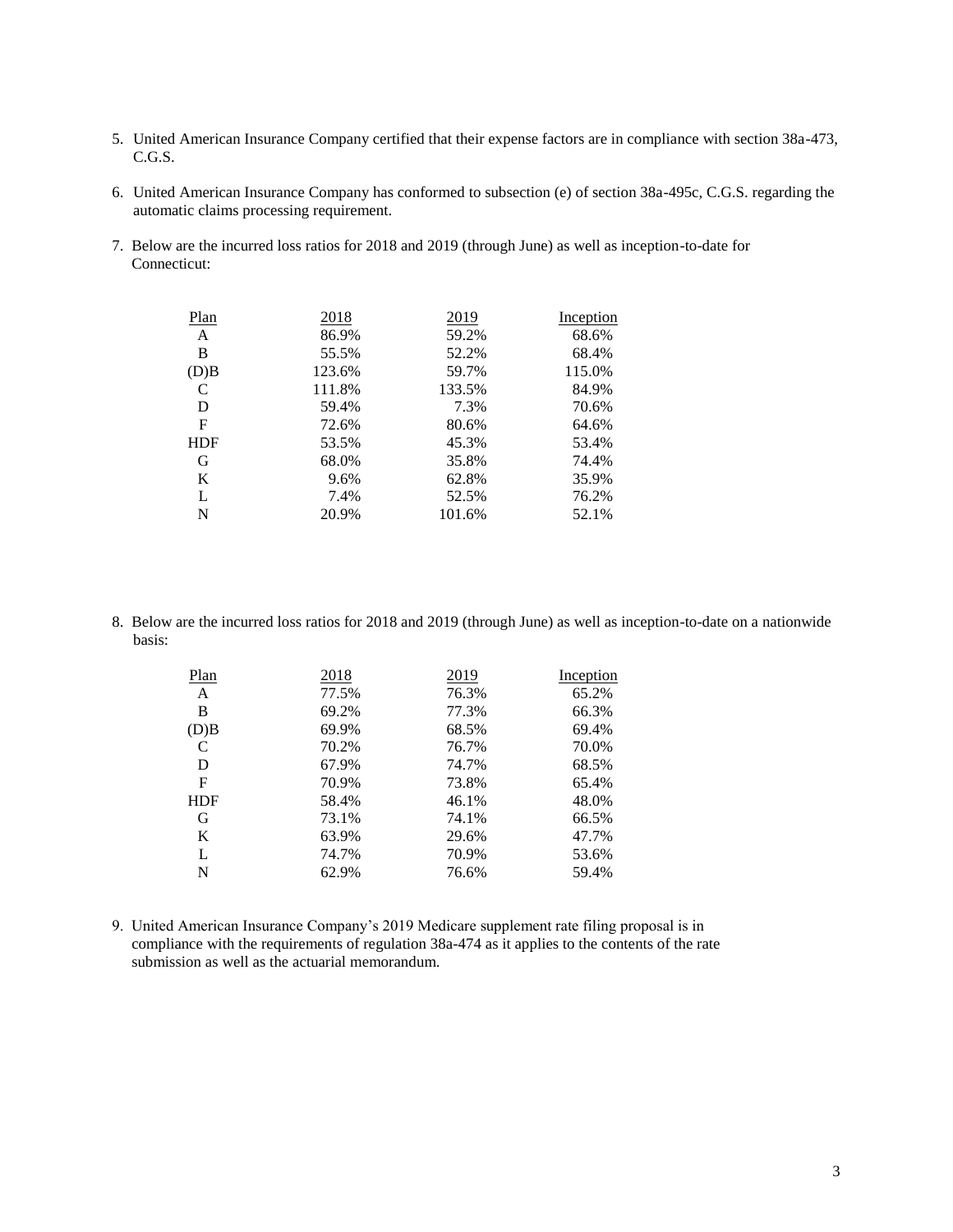5. United American Insurance Company certified that their expense factors are in compliance with section 38a-473, C.G.S.

6. United American Insurance Company has conformed to subsection (e) of section 38a-495c, C.G.S. regarding the automatic claims processing requirement.

7. Below are the incurred loss ratios for 2018 and 2019 (through June) as well as inception-to-date for Connecticut:

| Plan | 2018 | 2019 | Inception |
|---|---|---|---|
| A | 86.9% | 59.2% | 68.6% |
| B | 55.5% | 52.2% | 68.4% |
| (D)B | 123.6% | 59.7% | 115.0% |
| C | 111.8% | 133.5% | 84.9% |
| D | 59.4% | 7.3% | 70.6% |
| F | 72.6% | 80.6% | 64.6% |
| HDF | 53.5% | 45.3% | 53.4% |
| G | 68.0% | 35.8% | 74.4% |
| K | 9.6% | 62.8% | 35.9% |
| L | 7.4% | 52.5% | 76.2% |
| N | 20.9% | 101.6% | 52.1% |

8. Below are the incurred loss ratios for 2018 and 2019 (through June) as well as inception-to-date on a nationwide basis:

| Plan | 2018 | 2019 | Inception |
|---|---|---|---|
| A | 77.5% | 76.3% | 65.2% |
| B | 69.2% | 77.3% | 66.3% |
| (D)B | 69.9% | 68.5% | 69.4% |
| C | 70.2% | 76.7% | 70.0% |
| D | 67.9% | 74.7% | 68.5% |
| F | 70.9% | 73.8% | 65.4% |
| HDF | 58.4% | 46.1% | 48.0% |
| G | 73.1% | 74.1% | 66.5% |
| K | 63.9% | 29.6% | 47.7% |
| L | 74.7% | 70.9% | 53.6% |
| N | 62.9% | 76.6% | 59.4% |

9. United American Insurance Company's 2019 Medicare supplement rate filing proposal is in compliance with the requirements of regulation 38a-474 as it applies to the contents of the rate submission as well as the actuarial memorandum.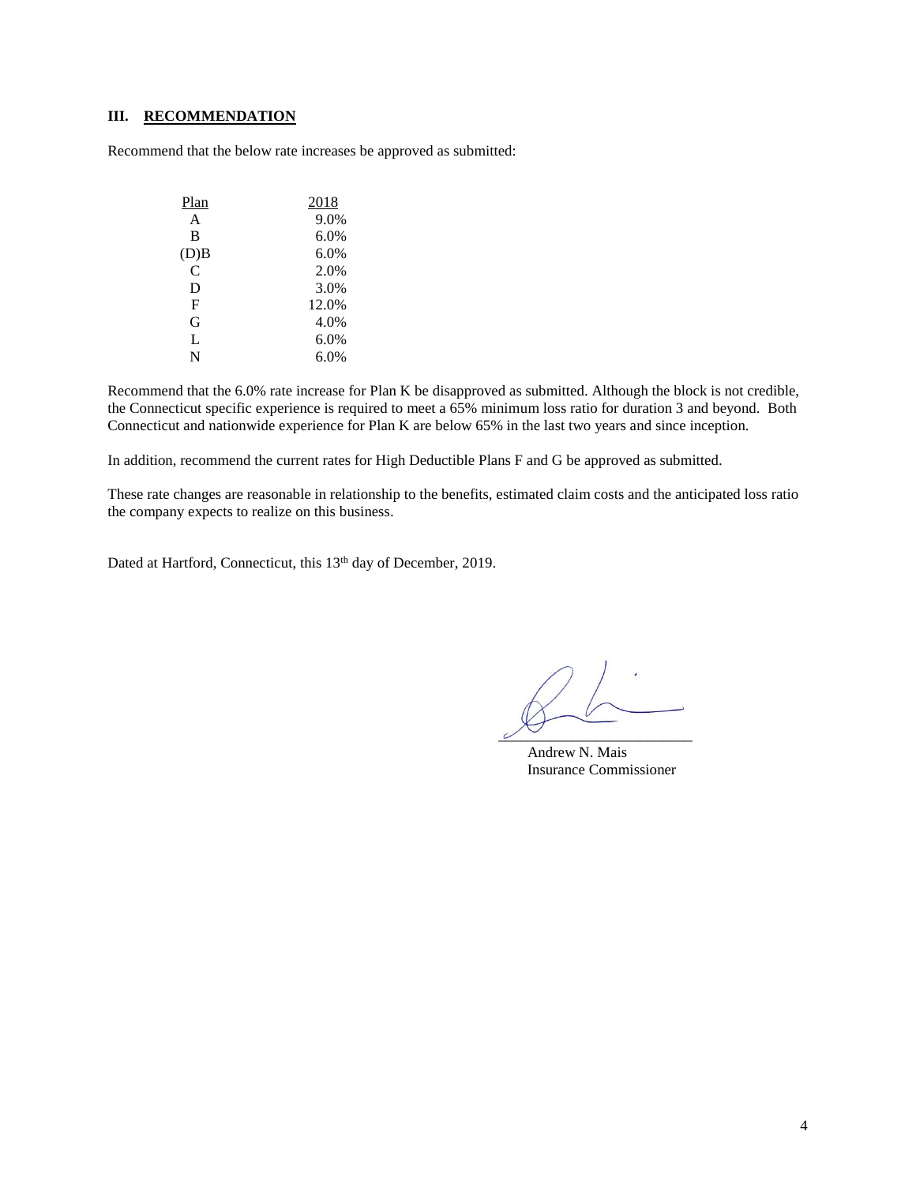## III. RECOMMENDATION

Recommend that the below rate increases be approved as submitted:

| Plan | 2018 |
|---|---|
| A | 9.0% |
| B | 6.0% |
| (D)B | 6.0% |
| C | 2.0% |
| D | 3.0% |
| F | 12.0% |
| G | 4.0% |
| L | 6.0% |
| N | 6.0% |

Recommend that the 6.0% rate increase for Plan K be disapproved as submitted. Although the block is not credible, the Connecticut specific experience is required to meet a 65% minimum loss ratio for duration 3 and beyond. Both Connecticut and nationwide experience for Plan K are below 65% in the last two years and since inception.

In addition, recommend the current rates for High Deductible Plans F and G be approved as submitted.

These rate changes are reasonable in relationship to the benefits, estimated claim costs and the anticipated loss ratio the company expects to realize on this business.

Dated at Hartford, Connecticut, this 13th day of December, 2019.

Andrew N. Mais
Insurance Commissioner